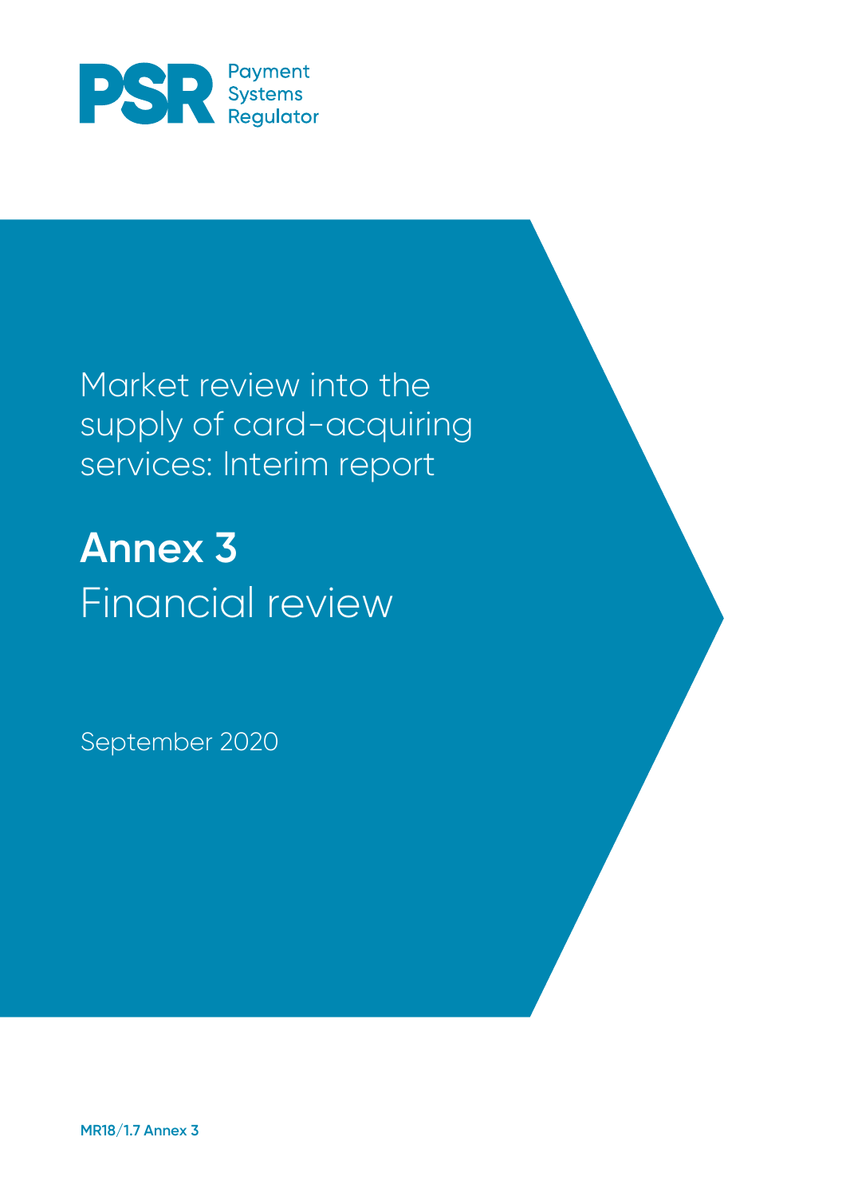PSR Payment Systems Regulator

# Market review into the supply of card-acquiring services: Interim report

## Annex 3
Financial review

September 2020

MR18/1.7 Annex 3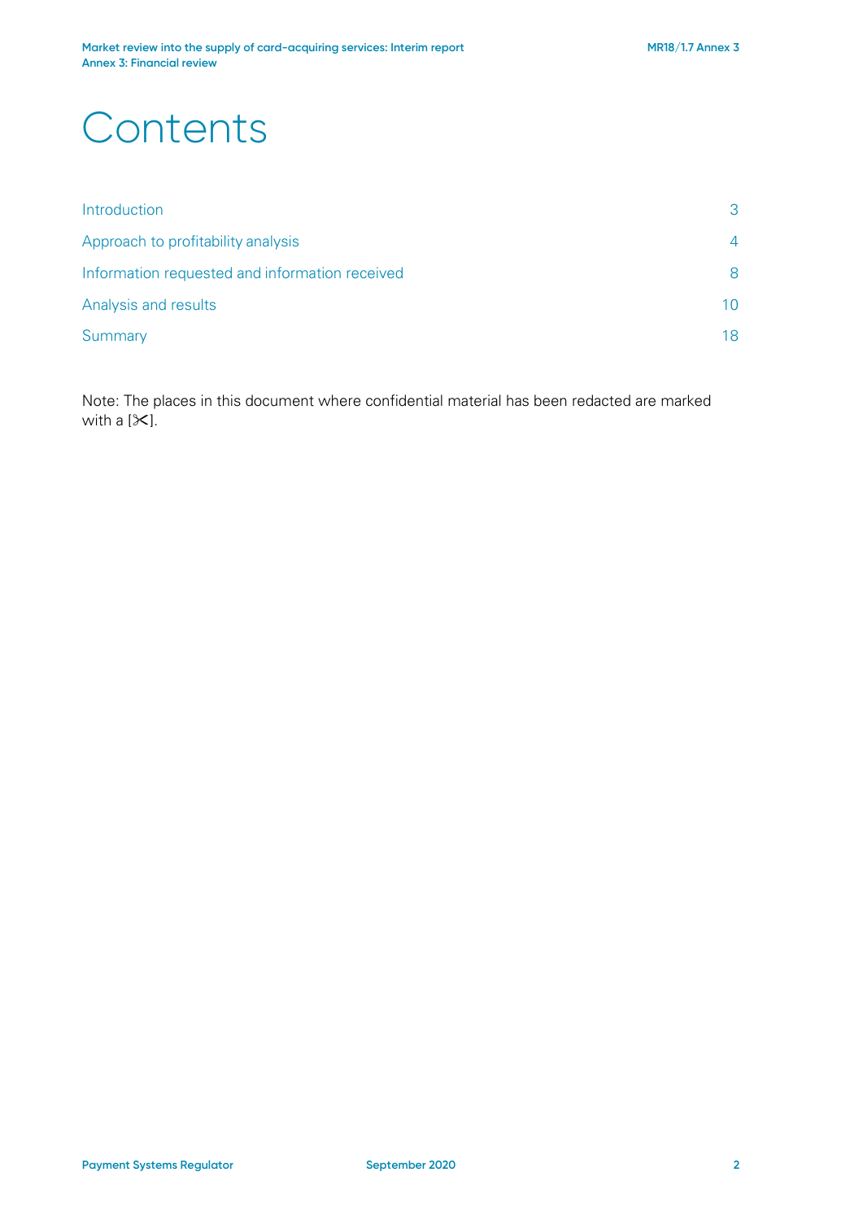# Contents

| | |
|---|---|
| Introduction | 3 |
| Approach to profitability analysis | 4 |
| Information requested and information received | 8 |
| Analysis and results | 10 |
| Summary | 18 |

Note: The places in this document where confidential material has been redacted are marked with a [✂].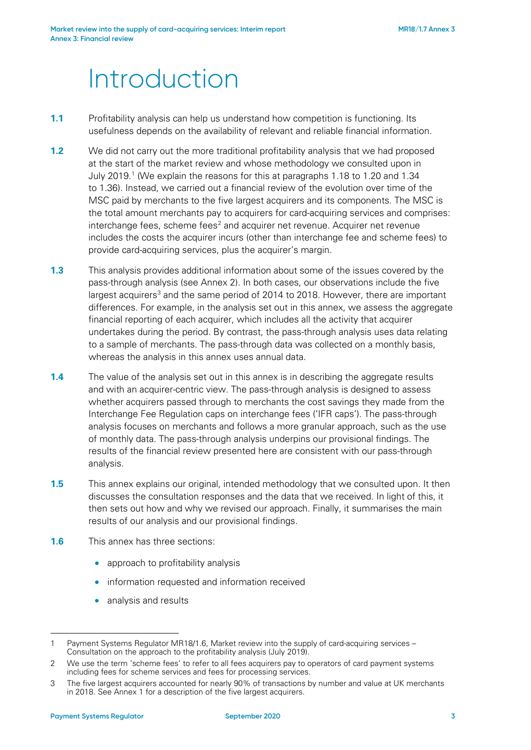# Introduction

**1.1** Profitability analysis can help us understand how competition is functioning. Its usefulness depends on the availability of relevant and reliable financial information.

**1.2** We did not carry out the more traditional profitability analysis that we had proposed at the start of the market review and whose methodology we consulted upon in July 2019.[1] (We explain the reasons for this at paragraphs 1.18 to 1.20 and 1.34 to 1.36). Instead, we carried out a financial review of the evolution over time of the MSC paid by merchants to the five largest acquirers and its components. The MSC is the total amount merchants pay to acquirers for card-acquiring services and comprises: interchange fees, scheme fees[2] and acquirer net revenue. Acquirer net revenue includes the costs the acquirer incurs (other than interchange fee and scheme fees) to provide card-acquiring services, plus the acquirer's margin.

**1.3** This analysis provides additional information about some of the issues covered by the pass-through analysis (see Annex 2). In both cases, our observations include the five largest acquirers[3] and the same period of 2014 to 2018. However, there are important differences. For example, in the analysis set out in this annex, we assess the aggregate financial reporting of each acquirer, which includes all the activity that acquirer undertakes during the period. By contrast, the pass-through analysis uses data relating to a sample of merchants. The pass-through data was collected on a monthly basis, whereas the analysis in this annex uses annual data.

**1.4** The value of the analysis set out in this annex is in describing the aggregate results and with an acquirer-centric view. The pass-through analysis is designed to assess whether acquirers passed through to merchants the cost savings they made from the Interchange Fee Regulation caps on interchange fees ('IFR caps'). The pass-through analysis focuses on merchants and follows a more granular approach, such as the use of monthly data. The pass-through analysis underpins our provisional findings. The results of the financial review presented here are consistent with our pass-through analysis.

**1.5** This annex explains our original, intended methodology that we consulted upon. It then discusses the consultation responses and the data that we received. In light of this, it then sets out how and why we revised our approach. Finally, it summarises the main results of our analysis and our provisional findings.

**1.6** This annex has three sections:

- approach to profitability analysis
- information requested and information received
- analysis and results

---

1 Payment Systems Regulator MR18/1.6, Market review into the supply of card-acquiring services – Consultation on the approach to the profitability analysis (July 2019).

2 We use the term 'scheme fees' to refer to all fees acquirers pay to operators of card payment systems including fees for scheme services and fees for processing services.

3 The five largest acquirers accounted for nearly 90% of transactions by number and value at UK merchants in 2018. See Annex 1 for a description of the five largest acquirers.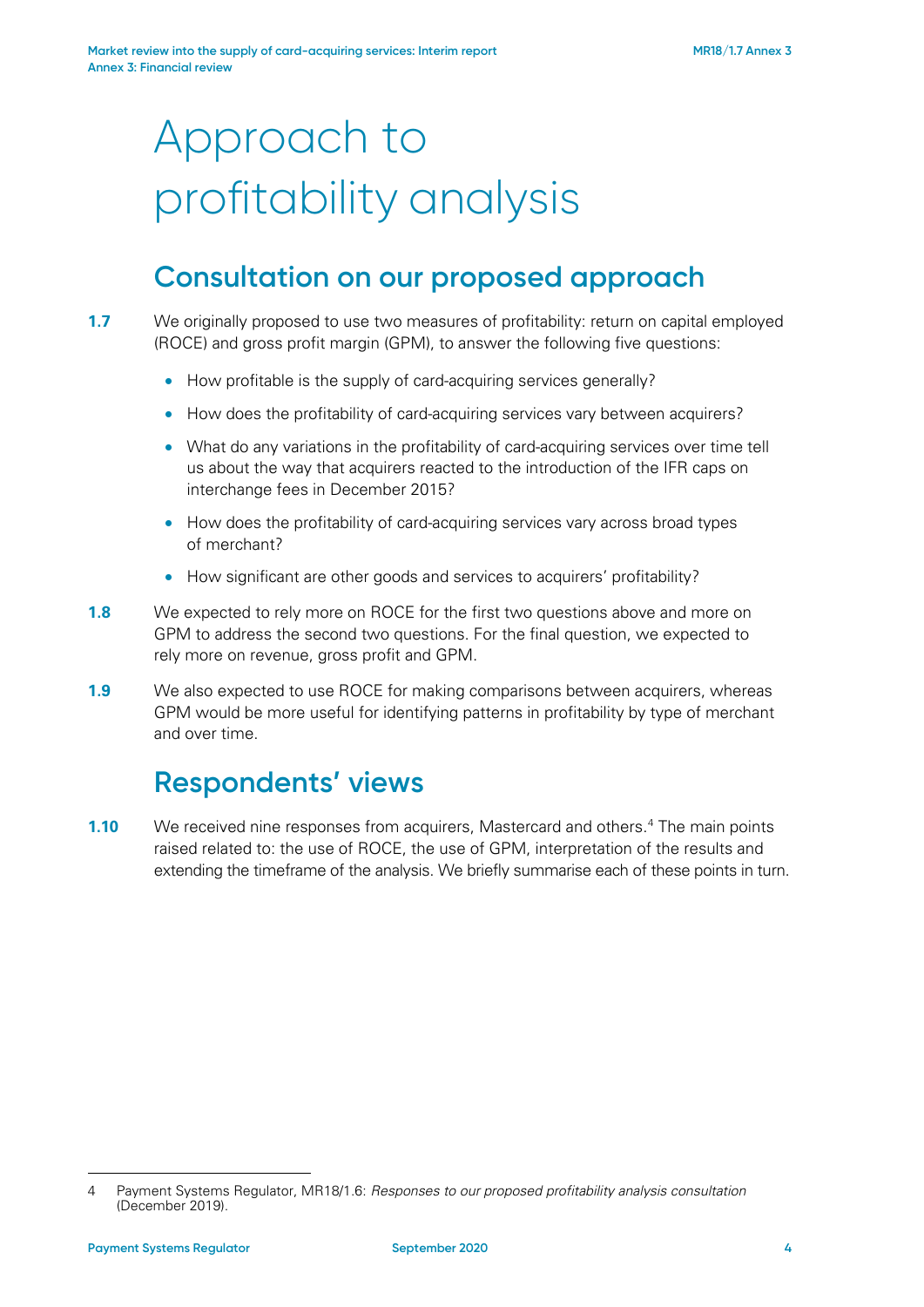# Approach to profitability analysis

## Consultation on our proposed approach

**1.7** We originally proposed to use two measures of profitability: return on capital employed (ROCE) and gross profit margin (GPM), to answer the following five questions:

- How profitable is the supply of card-acquiring services generally?
- How does the profitability of card-acquiring services vary between acquirers?
- What do any variations in the profitability of card-acquiring services over time tell us about the way that acquirers reacted to the introduction of the IFR caps on interchange fees in December 2015?
- How does the profitability of card-acquiring services vary across broad types of merchant?
- How significant are other goods and services to acquirers' profitability?

**1.8** We expected to rely more on ROCE for the first two questions above and more on GPM to address the second two questions. For the final question, we expected to rely more on revenue, gross profit and GPM.

**1.9** We also expected to use ROCE for making comparisons between acquirers, whereas GPM would be more useful for identifying patterns in profitability by type of merchant and over time.

## Respondents' views

**1.10** We received nine responses from acquirers, Mastercard and others.[4] The main points raised related to: the use of ROCE, the use of GPM, interpretation of the results and extending the timeframe of the analysis. We briefly summarise each of these points in turn.

---

4 Payment Systems Regulator, MR18/1.6: *Responses to our proposed profitability analysis consultation* (December 2019).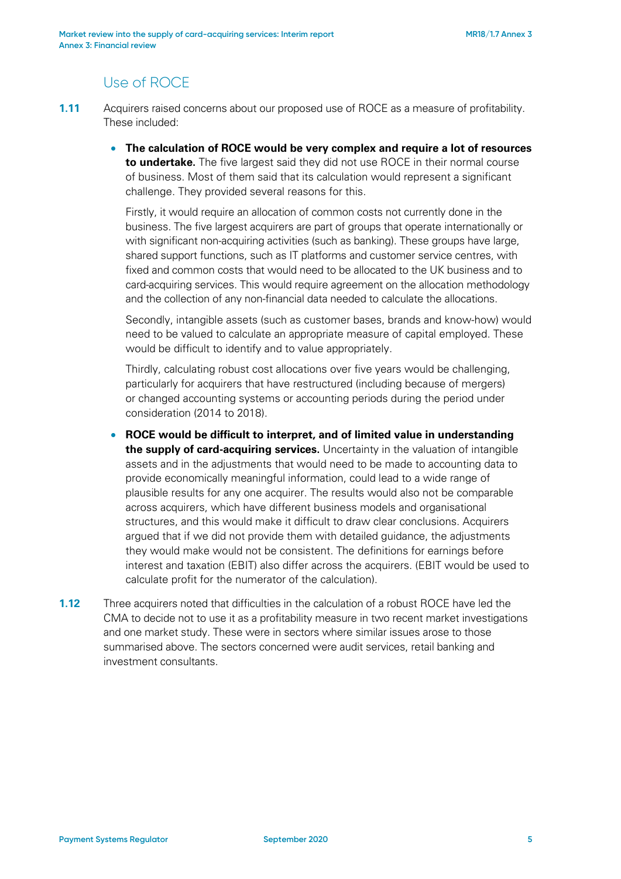## Use of ROCE

**1.11** Acquirers raised concerns about our proposed use of ROCE as a measure of profitability. These included:

- **The calculation of ROCE would be very complex and require a lot of resources to undertake.** The five largest said they did not use ROCE in their normal course of business. Most of them said that its calculation would represent a significant challenge. They provided several reasons for this.

  Firstly, it would require an allocation of common costs not currently done in the business. The five largest acquirers are part of groups that operate internationally or with significant non-acquiring activities (such as banking). These groups have large, shared support functions, such as IT platforms and customer service centres, with fixed and common costs that would need to be allocated to the UK business and to card-acquiring services. This would require agreement on the allocation methodology and the collection of any non-financial data needed to calculate the allocations.

  Secondly, intangible assets (such as customer bases, brands and know-how) would need to be valued to calculate an appropriate measure of capital employed. These would be difficult to identify and to value appropriately.

  Thirdly, calculating robust cost allocations over five years would be challenging, particularly for acquirers that have restructured (including because of mergers) or changed accounting systems or accounting periods during the period under consideration (2014 to 2018).

- **ROCE would be difficult to interpret, and of limited value in understanding the supply of card-acquiring services.** Uncertainty in the valuation of intangible assets and in the adjustments that would need to be made to accounting data to provide economically meaningful information, could lead to a wide range of plausible results for any one acquirer. The results would also not be comparable across acquirers, which have different business models and organisational structures, and this would make it difficult to draw clear conclusions. Acquirers argued that if we did not provide them with detailed guidance, the adjustments they would make would not be consistent. The definitions for earnings before interest and taxation (EBIT) also differ across the acquirers. (EBIT would be used to calculate profit for the numerator of the calculation).

**1.12** Three acquirers noted that difficulties in the calculation of a robust ROCE have led the CMA to decide not to use it as a profitability measure in two recent market investigations and one market study. These were in sectors where similar issues arose to those summarised above. The sectors concerned were audit services, retail banking and investment consultants.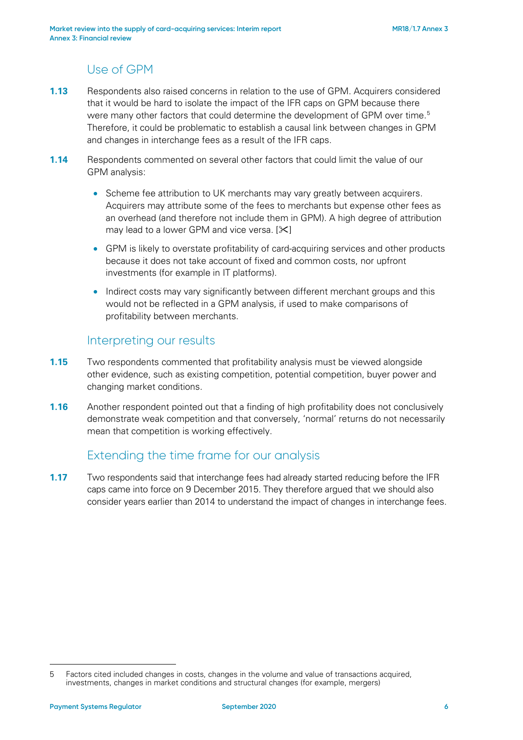## Use of GPM

**1.13** Respondents also raised concerns in relation to the use of GPM. Acquirers considered that it would be hard to isolate the impact of the IFR caps on GPM because there were many other factors that could determine the development of GPM over time.[5] Therefore, it could be problematic to establish a causal link between changes in GPM and changes in interchange fees as a result of the IFR caps.

**1.14** Respondents commented on several other factors that could limit the value of our GPM analysis:

- Scheme fee attribution to UK merchants may vary greatly between acquirers. Acquirers may attribute some of the fees to merchants but expense other fees as an overhead (and therefore not include them in GPM). A high degree of attribution may lead to a lower GPM and vice versa. [✂]
- GPM is likely to overstate profitability of card-acquiring services and other products because it does not take account of fixed and common costs, nor upfront investments (for example in IT platforms).
- Indirect costs may vary significantly between different merchant groups and this would not be reflected in a GPM analysis, if used to make comparisons of profitability between merchants.

## Interpreting our results

**1.15** Two respondents commented that profitability analysis must be viewed alongside other evidence, such as existing competition, potential competition, buyer power and changing market conditions.

**1.16** Another respondent pointed out that a finding of high profitability does not conclusively demonstrate weak competition and that conversely, 'normal' returns do not necessarily mean that competition is working effectively.

## Extending the time frame for our analysis

**1.17** Two respondents said that interchange fees had already started reducing before the IFR caps came into force on 9 December 2015. They therefore argued that we should also consider years earlier than 2014 to understand the impact of changes in interchange fees.

---

5 Factors cited included changes in costs, changes in the volume and value of transactions acquired, investments, changes in market conditions and structural changes (for example, mergers)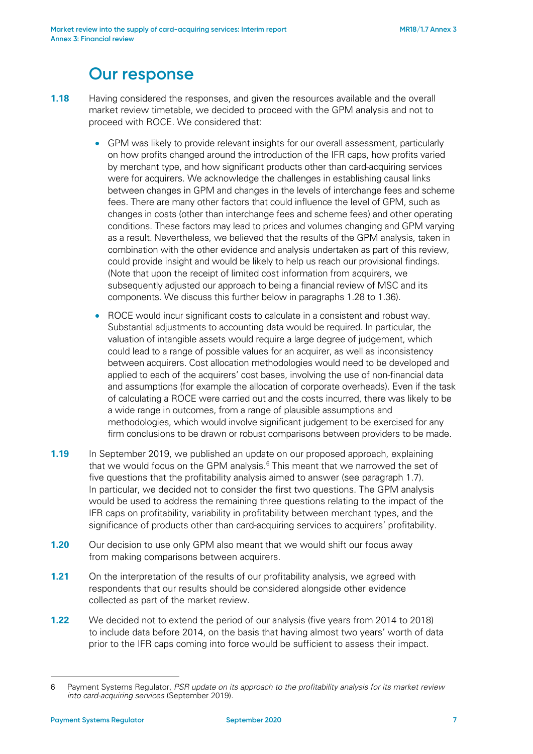## Our response

**1.18** Having considered the responses, and given the resources available and the overall market review timetable, we decided to proceed with the GPM analysis and not to proceed with ROCE. We considered that:

- GPM was likely to provide relevant insights for our overall assessment, particularly on how profits changed around the introduction of the IFR caps, how profits varied by merchant type, and how significant products other than card-acquiring services were for acquirers. We acknowledge the challenges in establishing causal links between changes in GPM and changes in the levels of interchange fees and scheme fees. There are many other factors that could influence the level of GPM, such as changes in costs (other than interchange fees and scheme fees) and other operating conditions. These factors may lead to prices and volumes changing and GPM varying as a result. Nevertheless, we believed that the results of the GPM analysis, taken in combination with the other evidence and analysis undertaken as part of this review, could provide insight and would be likely to help us reach our provisional findings. (Note that upon the receipt of limited cost information from acquirers, we subsequently adjusted our approach to being a financial review of MSC and its components. We discuss this further below in paragraphs 1.28 to 1.36).
- ROCE would incur significant costs to calculate in a consistent and robust way. Substantial adjustments to accounting data would be required. In particular, the valuation of intangible assets would require a large degree of judgement, which could lead to a range of possible values for an acquirer, as well as inconsistency between acquirers. Cost allocation methodologies would need to be developed and applied to each of the acquirers' cost bases, involving the use of non-financial data and assumptions (for example the allocation of corporate overheads). Even if the task of calculating a ROCE were carried out and the costs incurred, there was likely to be a wide range in outcomes, from a range of plausible assumptions and methodologies, which would involve significant judgement to be exercised for any firm conclusions to be drawn or robust comparisons between providers to be made.

**1.19** In September 2019, we published an update on our proposed approach, explaining that we would focus on the GPM analysis.[6] This meant that we narrowed the set of five questions that the profitability analysis aimed to answer (see paragraph 1.7). In particular, we decided not to consider the first two questions. The GPM analysis would be used to address the remaining three questions relating to the impact of the IFR caps on profitability, variability in profitability between merchant types, and the significance of products other than card-acquiring services to acquirers' profitability.

**1.20** Our decision to use only GPM also meant that we would shift our focus away from making comparisons between acquirers.

**1.21** On the interpretation of the results of our profitability analysis, we agreed with respondents that our results should be considered alongside other evidence collected as part of the market review.

**1.22** We decided not to extend the period of our analysis (five years from 2014 to 2018) to include data before 2014, on the basis that having almost two years' worth of data prior to the IFR caps coming into force would be sufficient to assess their impact.

---

6 Payment Systems Regulator, *PSR update on its approach to the profitability analysis for its market review into card-acquiring services* (September 2019).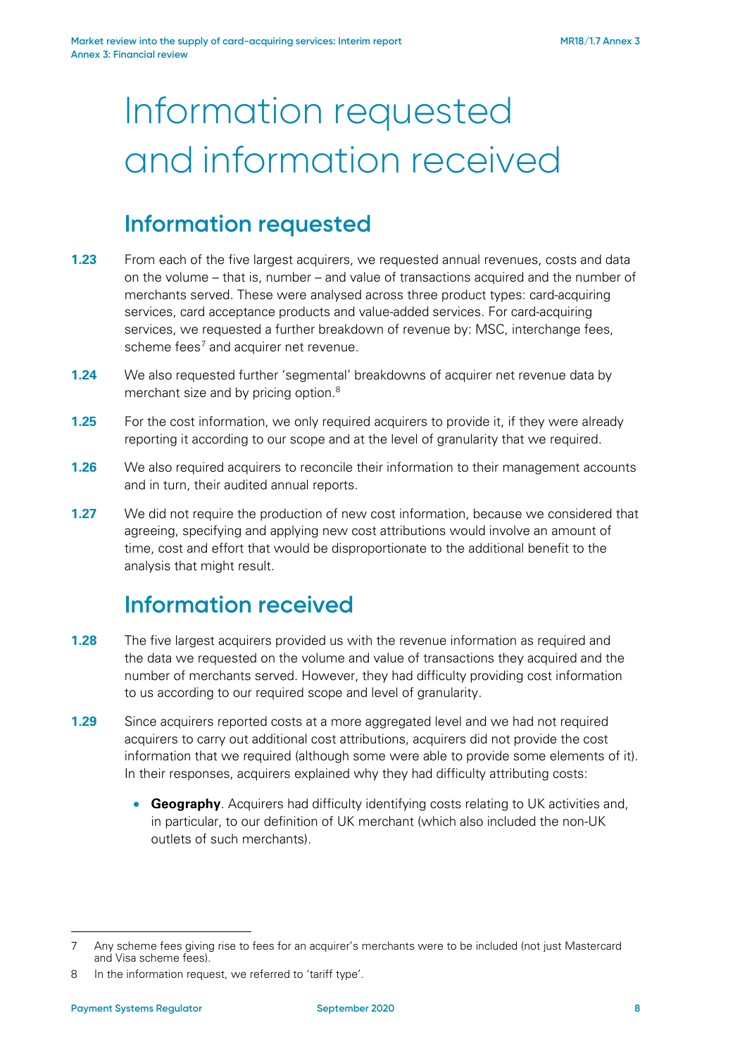# Information requested and information received

## Information requested

**1.23** From each of the five largest acquirers, we requested annual revenues, costs and data on the volume – that is, number – and value of transactions acquired and the number of merchants served. These were analysed across three product types: card-acquiring services, card acceptance products and value-added services. For card-acquiring services, we requested a further breakdown of revenue by: MSC, interchange fees, scheme fees[7] and acquirer net revenue.

**1.24** We also requested further 'segmental' breakdowns of acquirer net revenue data by merchant size and by pricing option.[8]

**1.25** For the cost information, we only required acquirers to provide it, if they were already reporting it according to our scope and at the level of granularity that we required.

**1.26** We also required acquirers to reconcile their information to their management accounts and in turn, their audited annual reports.

**1.27** We did not require the production of new cost information, because we considered that agreeing, specifying and applying new cost attributions would involve an amount of time, cost and effort that would be disproportionate to the additional benefit to the analysis that might result.

## Information received

**1.28** The five largest acquirers provided us with the revenue information as required and the data we requested on the volume and value of transactions they acquired and the number of merchants served. However, they had difficulty providing cost information to us according to our required scope and level of granularity.

**1.29** Since acquirers reported costs at a more aggregated level and we had not required acquirers to carry out additional cost attributions, acquirers did not provide the cost information that we required (although some were able to provide some elements of it). In their responses, acquirers explained why they had difficulty attributing costs:

- **Geography**. Acquirers had difficulty identifying costs relating to UK activities and, in particular, to our definition of UK merchant (which also included the non-UK outlets of such merchants).

---

7 Any scheme fees giving rise to fees for an acquirer's merchants were to be included (not just Mastercard and Visa scheme fees).

8 In the information request, we referred to 'tariff type'.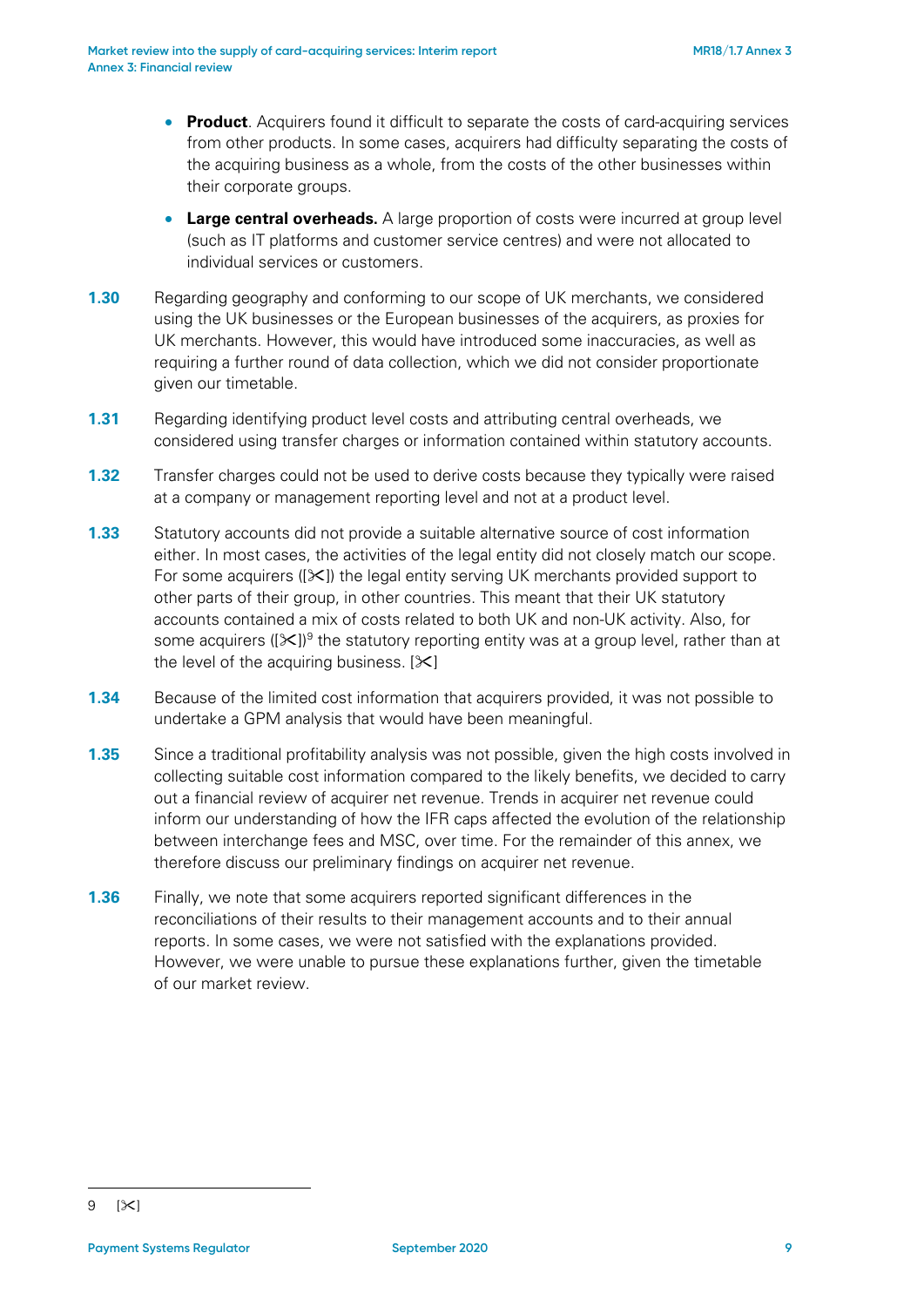- **Product**. Acquirers found it difficult to separate the costs of card-acquiring services from other products. In some cases, acquirers had difficulty separating the costs of the acquiring business as a whole, from the costs of the other businesses within their corporate groups.
- **Large central overheads.** A large proportion of costs were incurred at group level (such as IT platforms and customer service centres) and were not allocated to individual services or customers.

**1.30** Regarding geography and conforming to our scope of UK merchants, we considered using the UK businesses or the European businesses of the acquirers, as proxies for UK merchants. However, this would have introduced some inaccuracies, as well as requiring a further round of data collection, which we did not consider proportionate given our timetable.

**1.31** Regarding identifying product level costs and attributing central overheads, we considered using transfer charges or information contained within statutory accounts.

**1.32** Transfer charges could not be used to derive costs because they typically were raised at a company or management reporting level and not at a product level.

**1.33** Statutory accounts did not provide a suitable alternative source of cost information either. In most cases, the activities of the legal entity did not closely match our scope. For some acquirers ([✂]) the legal entity serving UK merchants provided support to other parts of their group, in other countries. This meant that their UK statutory accounts contained a mix of costs related to both UK and non-UK activity. Also, for some acquirers ([✂])[9] the statutory reporting entity was at a group level, rather than at the level of the acquiring business. [✂]

**1.34** Because of the limited cost information that acquirers provided, it was not possible to undertake a GPM analysis that would have been meaningful.

**1.35** Since a traditional profitability analysis was not possible, given the high costs involved in collecting suitable cost information compared to the likely benefits, we decided to carry out a financial review of acquirer net revenue. Trends in acquirer net revenue could inform our understanding of how the IFR caps affected the evolution of the relationship between interchange fees and MSC, over time. For the remainder of this annex, we therefore discuss our preliminary findings on acquirer net revenue.

**1.36** Finally, we note that some acquirers reported significant differences in the reconciliations of their results to their management accounts and to their annual reports. In some cases, we were not satisfied with the explanations provided. However, we were unable to pursue these explanations further, given the timetable of our market review.

---

9 [✂]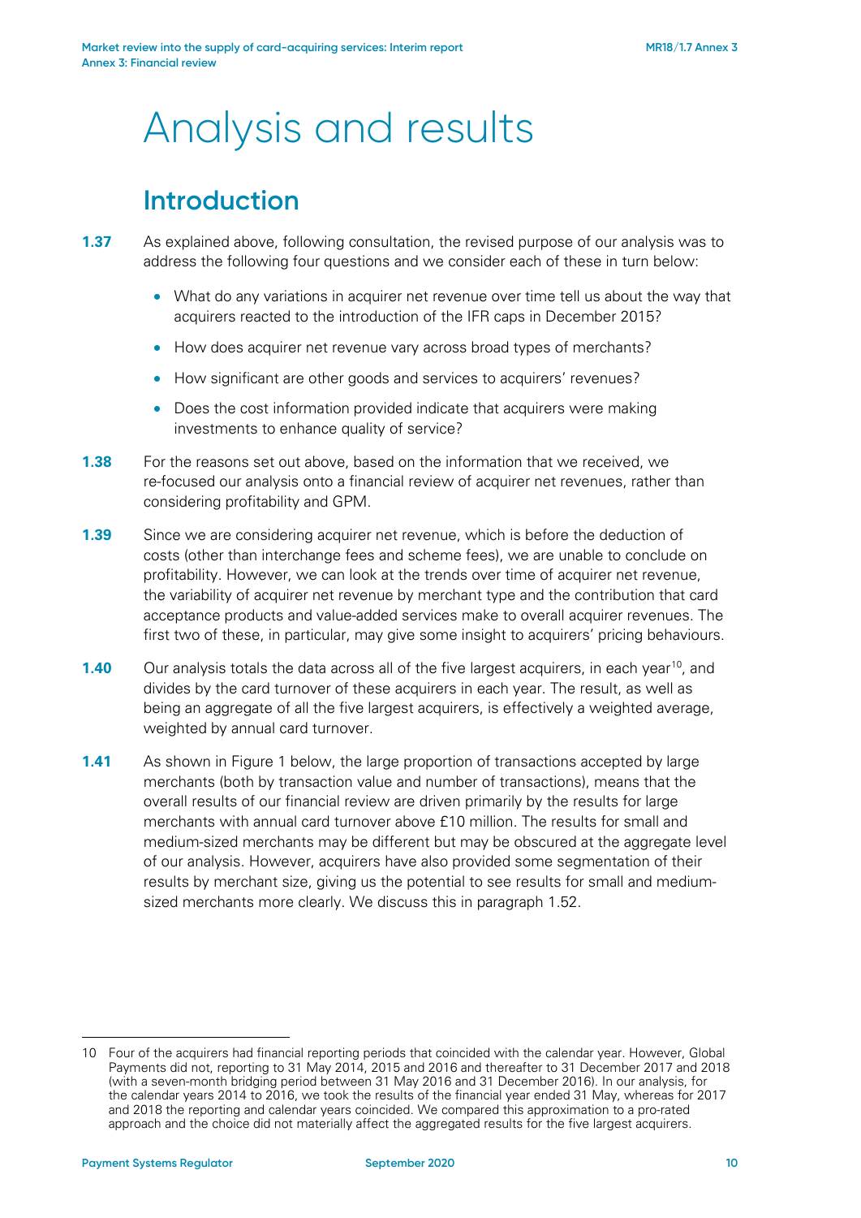# Analysis and results

## Introduction

**1.37** As explained above, following consultation, the revised purpose of our analysis was to address the following four questions and we consider each of these in turn below:

- What do any variations in acquirer net revenue over time tell us about the way that acquirers reacted to the introduction of the IFR caps in December 2015?
- How does acquirer net revenue vary across broad types of merchants?
- How significant are other goods and services to acquirers' revenues?
- Does the cost information provided indicate that acquirers were making investments to enhance quality of service?

**1.38** For the reasons set out above, based on the information that we received, we re-focused our analysis onto a financial review of acquirer net revenues, rather than considering profitability and GPM.

**1.39** Since we are considering acquirer net revenue, which is before the deduction of costs (other than interchange fees and scheme fees), we are unable to conclude on profitability. However, we can look at the trends over time of acquirer net revenue, the variability of acquirer net revenue by merchant type and the contribution that card acceptance products and value-added services make to overall acquirer revenues. The first two of these, in particular, may give some insight to acquirers' pricing behaviours.

**1.40** Our analysis totals the data across all of the five largest acquirers, in each year[10], and divides by the card turnover of these acquirers in each year. The result, as well as being an aggregate of all the five largest acquirers, is effectively a weighted average, weighted by annual card turnover.

**1.41** As shown in Figure 1 below, the large proportion of transactions accepted by large merchants (both by transaction value and number of transactions), means that the overall results of our financial review are driven primarily by the results for large merchants with annual card turnover above £10 million. The results for small and medium-sized merchants may be different but may be obscured at the aggregate level of our analysis. However, acquirers have also provided some segmentation of their results by merchant size, giving us the potential to see results for small and medium-sized merchants more clearly. We discuss this in paragraph 1.52.

---

10 Four of the acquirers had financial reporting periods that coincided with the calendar year. However, Global Payments did not, reporting to 31 May 2014, 2015 and 2016 and thereafter to 31 December 2017 and 2018 (with a seven-month bridging period between 31 May 2016 and 31 December 2016). In our analysis, for the calendar years 2014 to 2016, we took the results of the financial year ended 31 May, whereas for 2017 and 2018 the reporting and calendar years coincided. We compared this approximation to a pro-rated approach and the choice did not materially affect the aggregated results for the five largest acquirers.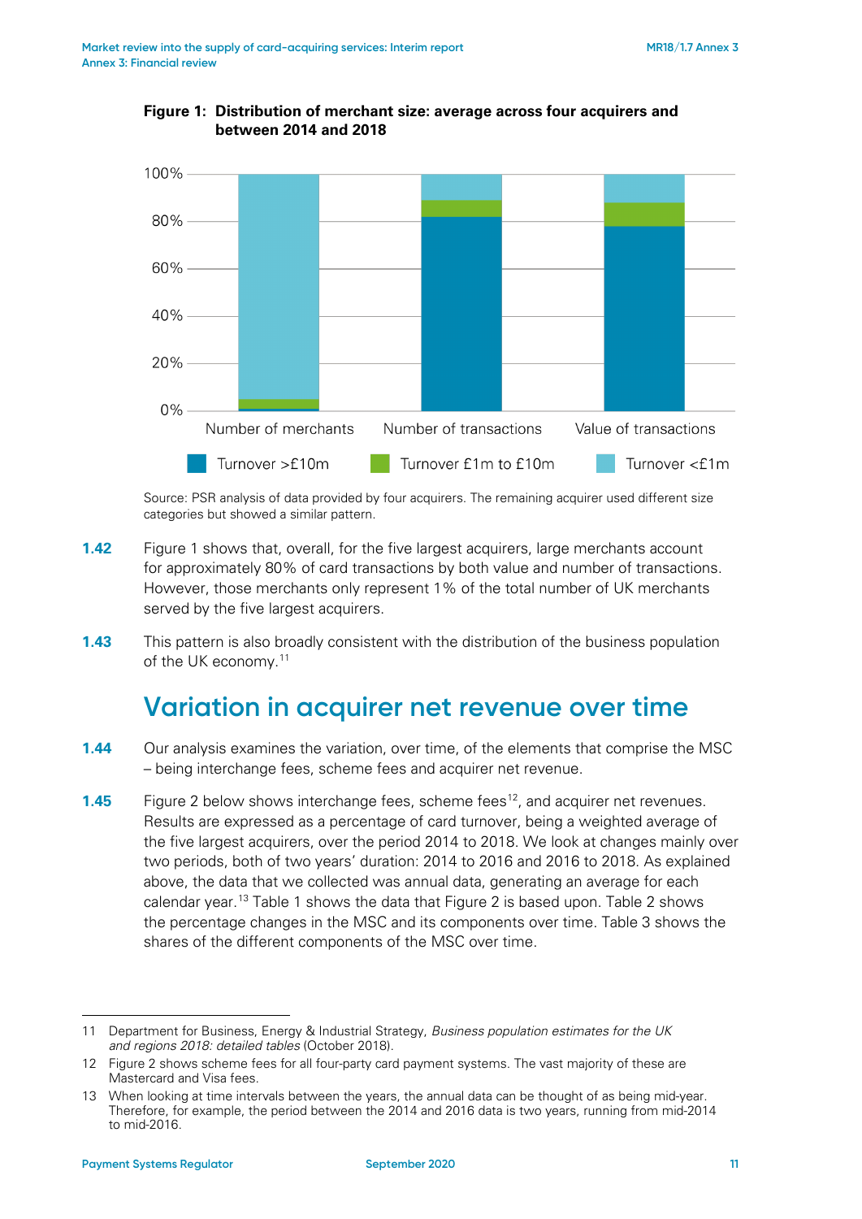**Figure 1: Distribution of merchant size: average across four acquirers and between 2014 and 2018**

Source: PSR analysis of data provided by four acquirers. The remaining acquirer used different size categories but showed a similar pattern.

**1.42** Figure 1 shows that, overall, for the five largest acquirers, large merchants account for approximately 80% of card transactions by both value and number of transactions. However, those merchants only represent 1% of the total number of UK merchants served by the five largest acquirers.

**1.43** This pattern is also broadly consistent with the distribution of the business population of the UK economy.[11]

## Variation in acquirer net revenue over time

**1.44** Our analysis examines the variation, over time, of the elements that comprise the MSC – being interchange fees, scheme fees and acquirer net revenue.

**1.45** Figure 2 below shows interchange fees, scheme fees[12], and acquirer net revenues. Results are expressed as a percentage of card turnover, being a weighted average of the five largest acquirers, over the period 2014 to 2018. We look at changes mainly over two periods, both of two years' duration: 2014 to 2016 and 2016 to 2018. As explained above, the data that we collected was annual data, generating an average for each calendar year.[13] Table 1 shows the data that Figure 2 is based upon. Table 2 shows the percentage changes in the MSC and its components over time. Table 3 shows the shares of the different components of the MSC over time.

---

11 Department for Business, Energy & Industrial Strategy, *Business population estimates for the UK and regions 2018: detailed tables* (October 2018).

12 Figure 2 shows scheme fees for all four-party card payment systems. The vast majority of these are Mastercard and Visa fees.

13 When looking at time intervals between the years, the annual data can be thought of as being mid-year. Therefore, for example, the period between the 2014 and 2016 data is two years, running from mid-2014 to mid-2016.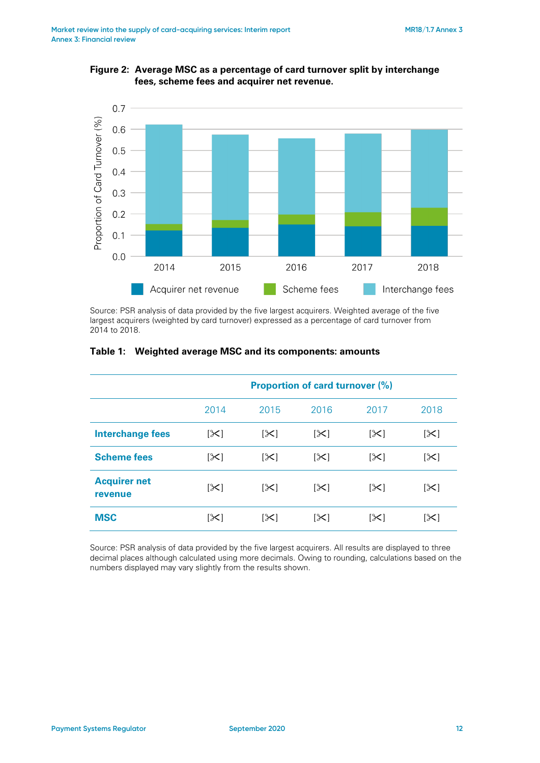**Figure 2: Average MSC as a percentage of card turnover split by interchange fees, scheme fees and acquirer net revenue.**

Source: PSR analysis of data provided by the five largest acquirers. Weighted average of the five largest acquirers (weighted by card turnover) expressed as a percentage of card turnover from 2014 to 2018.

**Table 1: Weighted average MSC and its components: amounts**

| | Proportion of card turnover (%) | | | | |
|---|---|---|---|---|---|
| | 2014 | 2015 | 2016 | 2017 | 2018 |
| **Interchange fees** | [✂] | [✂] | [✂] | [✂] | [✂] |
| **Scheme fees** | [✂] | [✂] | [✂] | [✂] | [✂] |
| **Acquirer net revenue** | [✂] | [✂] | [✂] | [✂] | [✂] |
| **MSC** | [✂] | [✂] | [✂] | [✂] | [✂] |

Source: PSR analysis of data provided by the five largest acquirers. All results are displayed to three decimal places although calculated using more decimals. Owing to rounding, calculations based on the numbers displayed may vary slightly from the results shown.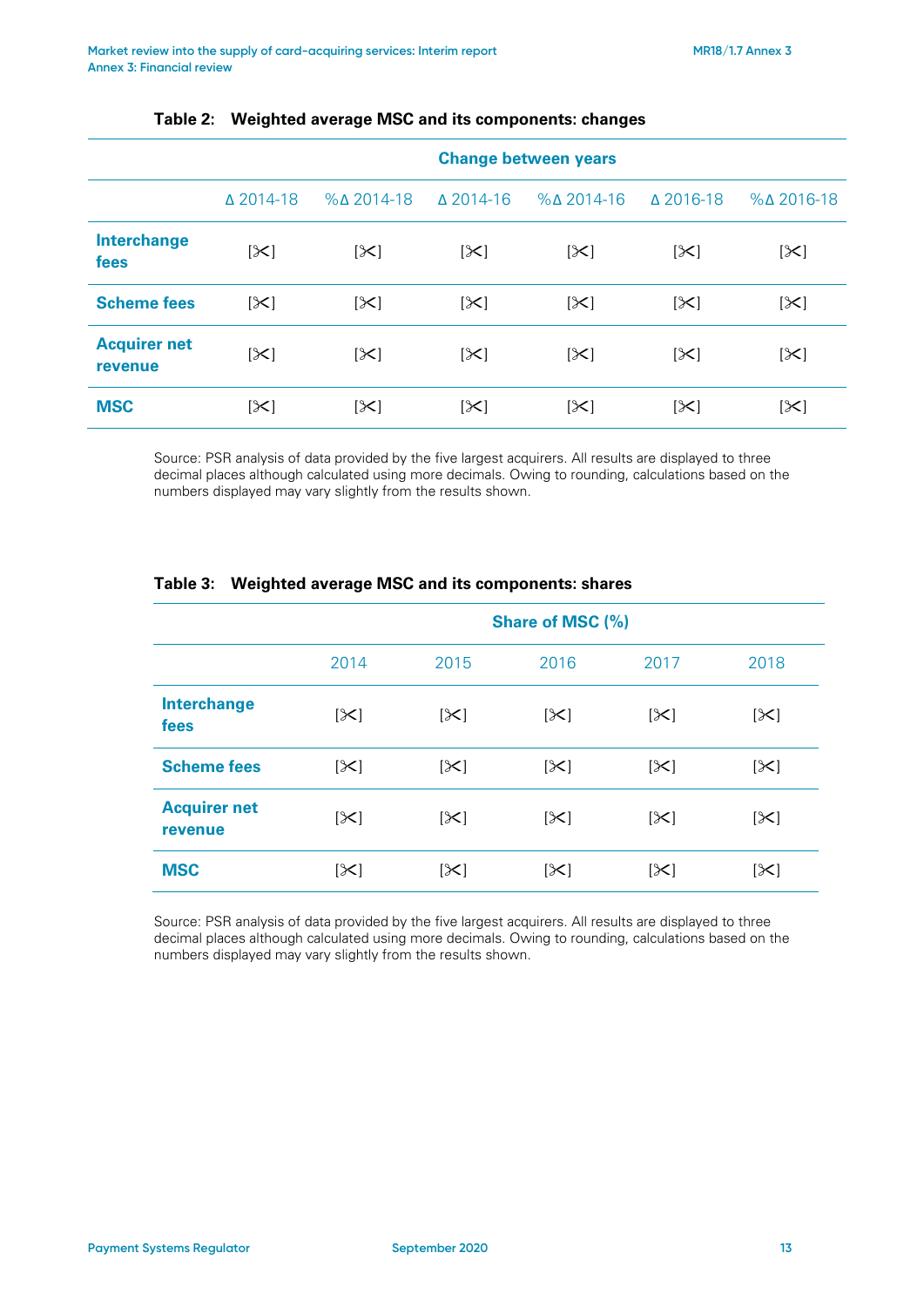**Table 2: Weighted average MSC and its components: changes**

| | Change between years | | | | | |
|---|---|---|---|---|---|---|
| | Δ 2014-18 | %Δ 2014-18 | Δ 2014-16 | %Δ 2014-16 | Δ 2016-18 | %Δ 2016-18 |
| **Interchange fees** | [✂] | [✂] | [✂] | [✂] | [✂] | [✂] |
| **Scheme fees** | [✂] | [✂] | [✂] | [✂] | [✂] | [✂] |
| **Acquirer net revenue** | [✂] | [✂] | [✂] | [✂] | [✂] | [✂] |
| **MSC** | [✂] | [✂] | [✂] | [✂] | [✂] | [✂] |

Source: PSR analysis of data provided by the five largest acquirers. All results are displayed to three decimal places although calculated using more decimals. Owing to rounding, calculations based on the numbers displayed may vary slightly from the results shown.

**Table 3: Weighted average MSC and its components: shares**

| | Share of MSC (%) | | | | |
|---|---|---|---|---|---|
| | 2014 | 2015 | 2016 | 2017 | 2018 |
| **Interchange fees** | [✂] | [✂] | [✂] | [✂] | [✂] |
| **Scheme fees** | [✂] | [✂] | [✂] | [✂] | [✂] |
| **Acquirer net revenue** | [✂] | [✂] | [✂] | [✂] | [✂] |
| **MSC** | [✂] | [✂] | [✂] | [✂] | [✂] |

Source: PSR analysis of data provided by the five largest acquirers. All results are displayed to three decimal places although calculated using more decimals. Owing to rounding, calculations based on the numbers displayed may vary slightly from the results shown.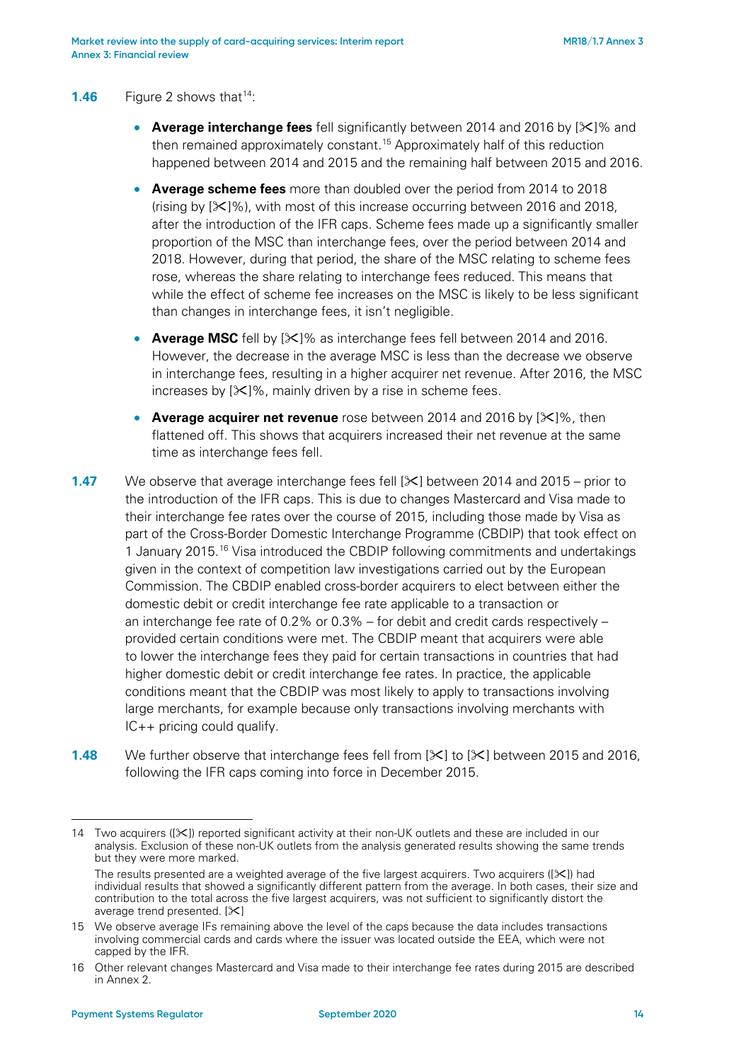**1.46** Figure 2 shows that[14]:

- **Average interchange fees** fell significantly between 2014 and 2016 by [✂]% and then remained approximately constant.[15] Approximately half of this reduction happened between 2014 and 2015 and the remaining half between 2015 and 2016.
- **Average scheme fees** more than doubled over the period from 2014 to 2018 (rising by [✂]%), with most of this increase occurring between 2016 and 2018, after the introduction of the IFR caps. Scheme fees made up a significantly smaller proportion of the MSC than interchange fees, over the period between 2014 and 2018. However, during that period, the share of the MSC relating to scheme fees rose, whereas the share relating to interchange fees reduced. This means that while the effect of scheme fee increases on the MSC is likely to be less significant than changes in interchange fees, it isn't negligible.
- **Average MSC** fell by [✂]% as interchange fees fell between 2014 and 2016. However, the decrease in the average MSC is less than the decrease we observe in interchange fees, resulting in a higher acquirer net revenue. After 2016, the MSC increases by [✂]%, mainly driven by a rise in scheme fees.
- **Average acquirer net revenue** rose between 2014 and 2016 by [✂]%, then flattened off. This shows that acquirers increased their net revenue at the same time as interchange fees fell.

**1.47** We observe that average interchange fees fell [✂] between 2014 and 2015 – prior to the introduction of the IFR caps. This is due to changes Mastercard and Visa made to their interchange fee rates over the course of 2015, including those made by Visa as part of the Cross-Border Domestic Interchange Programme (CBDIP) that took effect on 1 January 2015.[16] Visa introduced the CBDIP following commitments and undertakings given in the context of competition law investigations carried out by the European Commission. The CBDIP enabled cross-border acquirers to elect between either the domestic debit or credit interchange fee rate applicable to a transaction or an interchange fee rate of 0.2% or 0.3% – for debit and credit cards respectively – provided certain conditions were met. The CBDIP meant that acquirers were able to lower the interchange fees they paid for certain transactions in countries that had higher domestic debit or credit interchange fee rates. In practice, the applicable conditions meant that the CBDIP was most likely to apply to transactions involving large merchants, for example because only transactions involving merchants with IC++ pricing could qualify.

**1.48** We further observe that interchange fees fell from [✂] to [✂] between 2015 and 2016, following the IFR caps coming into force in December 2015.

---

14 Two acquirers ([✂]) reported significant activity at their non-UK outlets and these are included in our analysis. Exclusion of these non-UK outlets from the analysis generated results showing the same trends but they were more marked.

The results presented are a weighted average of the five largest acquirers. Two acquirers ([✂]) had individual results that showed a significantly different pattern from the average. In both cases, their size and contribution to the total across the five largest acquirers, was not sufficient to significantly distort the average trend presented. [✂]

15 We observe average IFs remaining above the level of the caps because the data includes transactions involving commercial cards and cards where the issuer was located outside the EEA, which were not capped by the IFR.

16 Other relevant changes Mastercard and Visa made to their interchange fee rates during 2015 are described in Annex 2.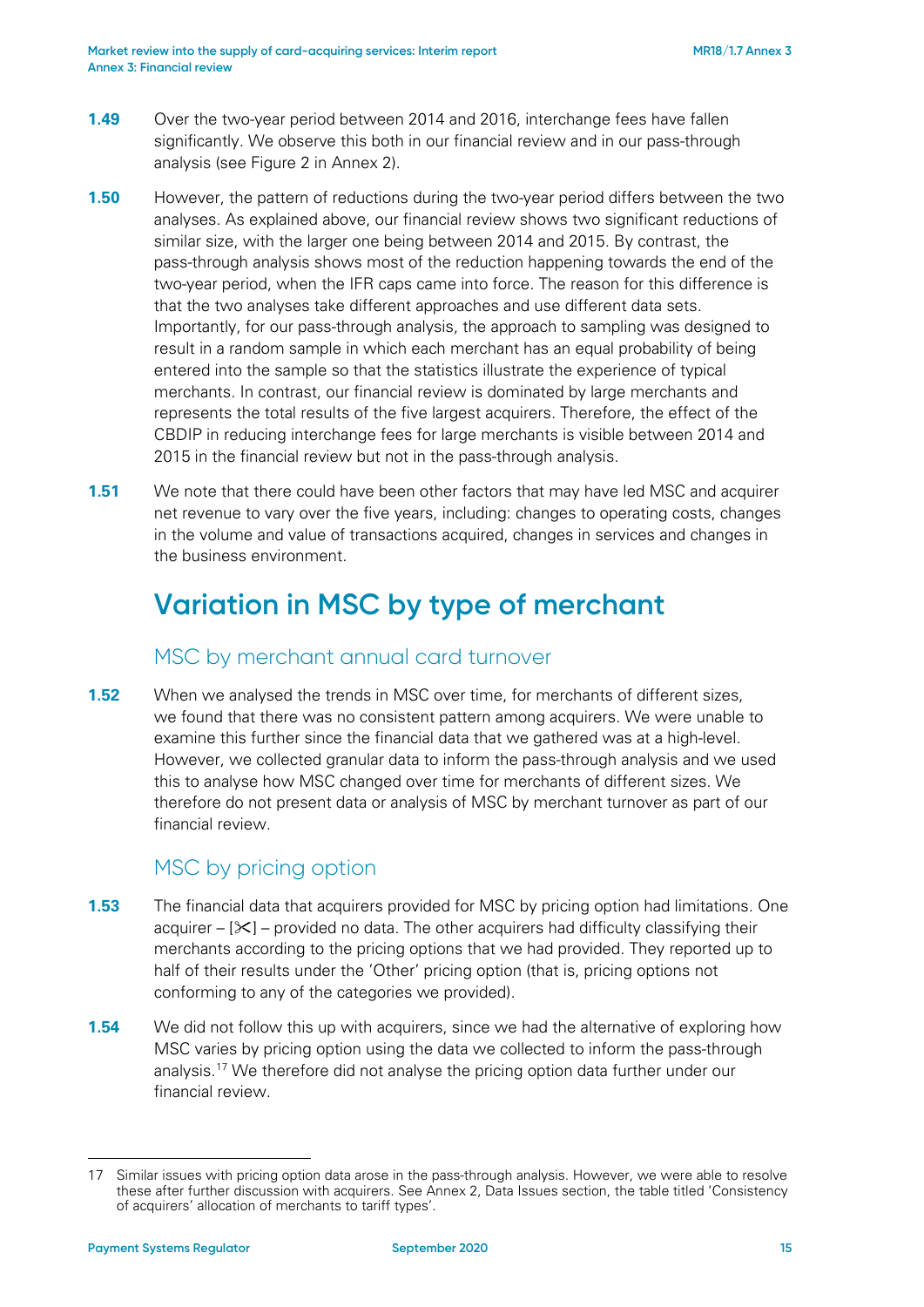**1.49** Over the two-year period between 2014 and 2016, interchange fees have fallen significantly. We observe this both in our financial review and in our pass-through analysis (see Figure 2 in Annex 2).

**1.50** However, the pattern of reductions during the two-year period differs between the two analyses. As explained above, our financial review shows two significant reductions of similar size, with the larger one being between 2014 and 2015. By contrast, the pass-through analysis shows most of the reduction happening towards the end of the two-year period, when the IFR caps came into force. The reason for this difference is that the two analyses take different approaches and use different data sets. Importantly, for our pass-through analysis, the approach to sampling was designed to result in a random sample in which each merchant has an equal probability of being entered into the sample so that the statistics illustrate the experience of typical merchants. In contrast, our financial review is dominated by large merchants and represents the total results of the five largest acquirers. Therefore, the effect of the CBDIP in reducing interchange fees for large merchants is visible between 2014 and 2015 in the financial review but not in the pass-through analysis.

**1.51** We note that there could have been other factors that may have led MSC and acquirer net revenue to vary over the five years, including: changes to operating costs, changes in the volume and value of transactions acquired, changes in services and changes in the business environment.

## Variation in MSC by type of merchant

### MSC by merchant annual card turnover

**1.52** When we analysed the trends in MSC over time, for merchants of different sizes, we found that there was no consistent pattern among acquirers. We were unable to examine this further since the financial data that we gathered was at a high-level. However, we collected granular data to inform the pass-through analysis and we used this to analyse how MSC changed over time for merchants of different sizes. We therefore do not present data or analysis of MSC by merchant turnover as part of our financial review.

### MSC by pricing option

**1.53** The financial data that acquirers provided for MSC by pricing option had limitations. One acquirer – [✂] – provided no data. The other acquirers had difficulty classifying their merchants according to the pricing options that we had provided. They reported up to half of their results under the 'Other' pricing option (that is, pricing options not conforming to any of the categories we provided).

**1.54** We did not follow this up with acquirers, since we had the alternative of exploring how MSC varies by pricing option using the data we collected to inform the pass-through analysis.[17] We therefore did not analyse the pricing option data further under our financial review.

---

17 Similar issues with pricing option data arose in the pass-through analysis. However, we were able to resolve these after further discussion with acquirers. See Annex 2, Data Issues section, the table titled 'Consistency of acquirers' allocation of merchants to tariff types'.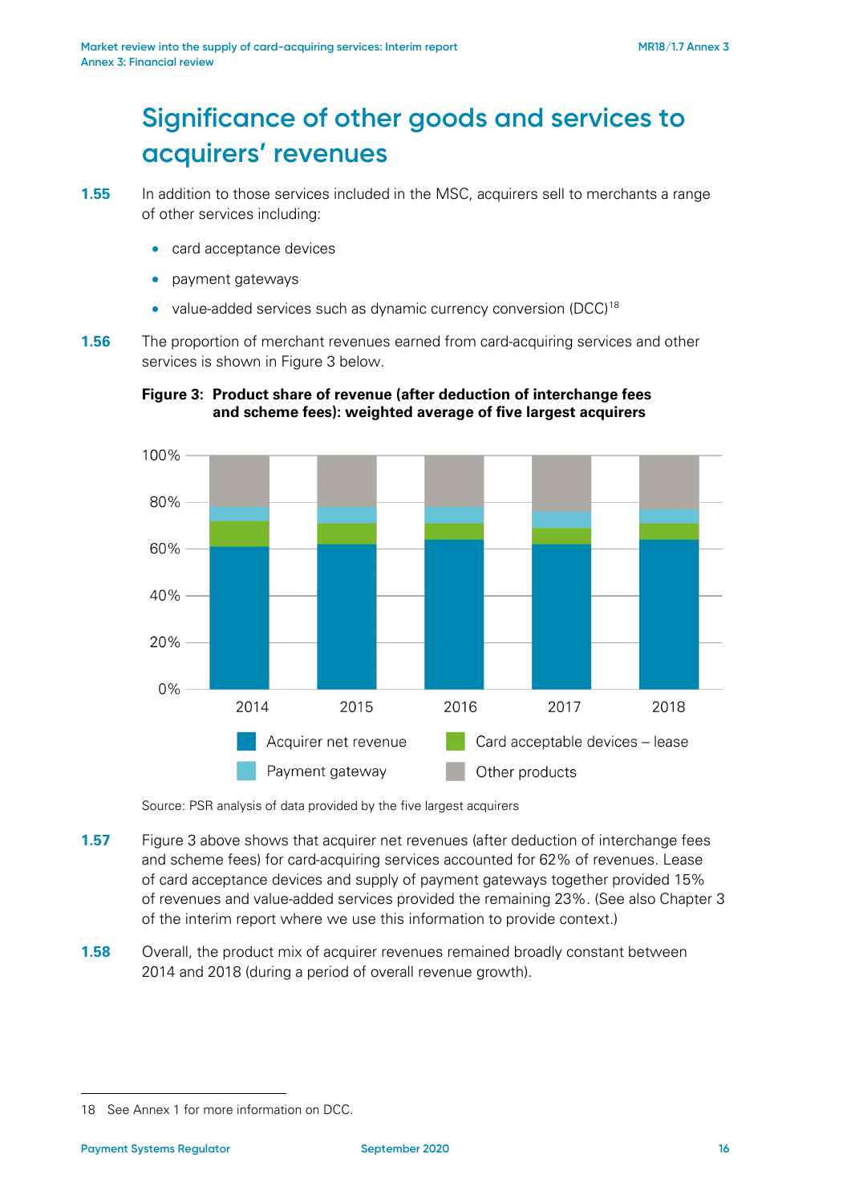# Significance of other goods and services to acquirers' revenues

**1.55** In addition to those services included in the MSC, acquirers sell to merchants a range of other services including:

- card acceptance devices
- payment gateways
- value-added services such as dynamic currency conversion (DCC)[18]

**1.56** The proportion of merchant revenues earned from card-acquiring services and other services is shown in Figure 3 below.

**Figure 3: Product share of revenue (after deduction of interchange fees and scheme fees): weighted average of five largest acquirers**

Source: PSR analysis of data provided by the five largest acquirers

**1.57** Figure 3 above shows that acquirer net revenues (after deduction of interchange fees and scheme fees) for card-acquiring services accounted for 62% of revenues. Lease of card acceptance devices and supply of payment gateways together provided 15% of revenues and value-added services provided the remaining 23%. (See also Chapter 3 of the interim report where we use this information to provide context.)

**1.58** Overall, the product mix of acquirer revenues remained broadly constant between 2014 and 2018 (during a period of overall revenue growth).

18 See Annex 1 for more information on DCC.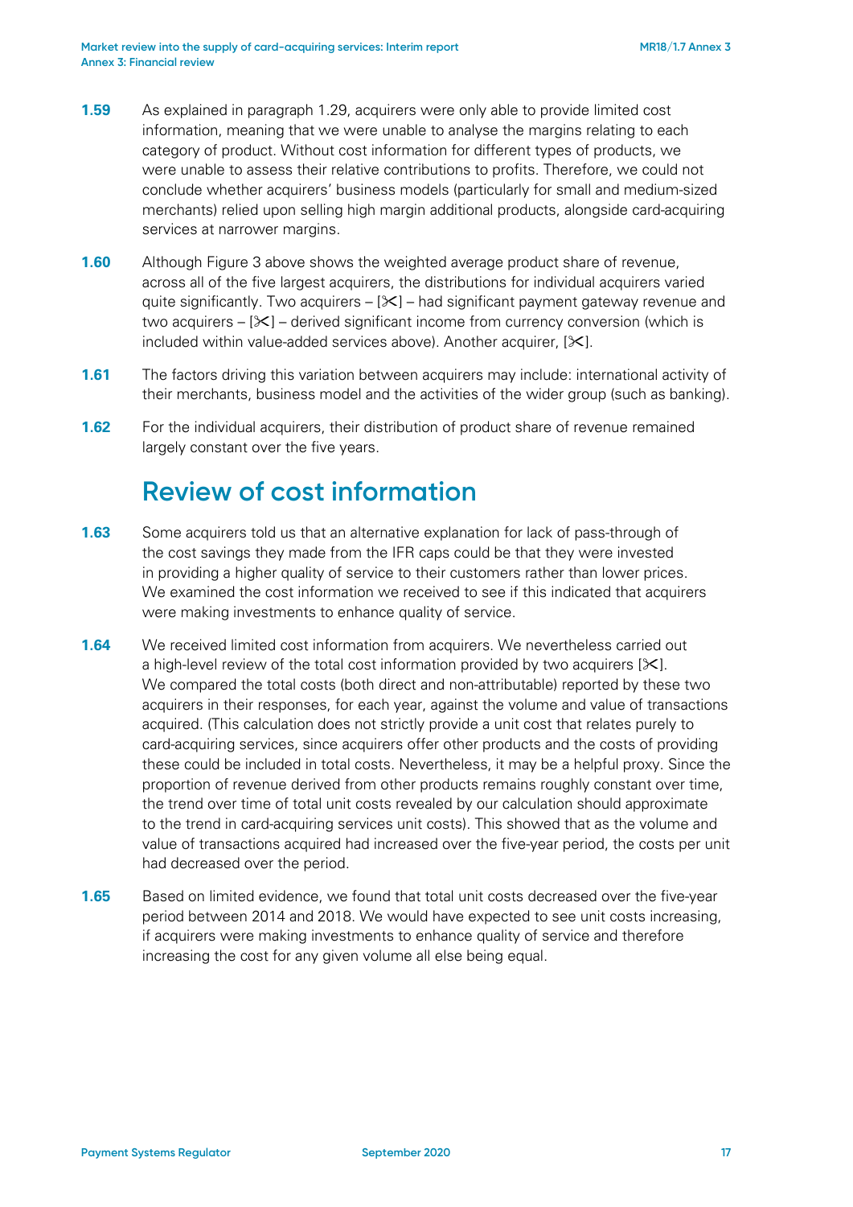**1.59** As explained in paragraph 1.29, acquirers were only able to provide limited cost information, meaning that we were unable to analyse the margins relating to each category of product. Without cost information for different types of products, we were unable to assess their relative contributions to profits. Therefore, we could not conclude whether acquirers' business models (particularly for small and medium-sized merchants) relied upon selling high margin additional products, alongside card-acquiring services at narrower margins.

**1.60** Although Figure 3 above shows the weighted average product share of revenue, across all of the five largest acquirers, the distributions for individual acquirers varied quite significantly. Two acquirers – [✂] – had significant payment gateway revenue and two acquirers – [✂] – derived significant income from currency conversion (which is included within value-added services above). Another acquirer, [✂].

**1.61** The factors driving this variation between acquirers may include: international activity of their merchants, business model and the activities of the wider group (such as banking).

**1.62** For the individual acquirers, their distribution of product share of revenue remained largely constant over the five years.

## Review of cost information

**1.63** Some acquirers told us that an alternative explanation for lack of pass-through of the cost savings they made from the IFR caps could be that they were invested in providing a higher quality of service to their customers rather than lower prices. We examined the cost information we received to see if this indicated that acquirers were making investments to enhance quality of service.

**1.64** We received limited cost information from acquirers. We nevertheless carried out a high-level review of the total cost information provided by two acquirers [✂]. We compared the total costs (both direct and non-attributable) reported by these two acquirers in their responses, for each year, against the volume and value of transactions acquired. (This calculation does not strictly provide a unit cost that relates purely to card-acquiring services, since acquirers offer other products and the costs of providing these could be included in total costs. Nevertheless, it may be a helpful proxy. Since the proportion of revenue derived from other products remains roughly constant over time, the trend over time of total unit costs revealed by our calculation should approximate to the trend in card-acquiring services unit costs). This showed that as the volume and value of transactions acquired had increased over the five-year period, the costs per unit had decreased over the period.

**1.65** Based on limited evidence, we found that total unit costs decreased over the five-year period between 2014 and 2018. We would have expected to see unit costs increasing, if acquirers were making investments to enhance quality of service and therefore increasing the cost for any given volume all else being equal.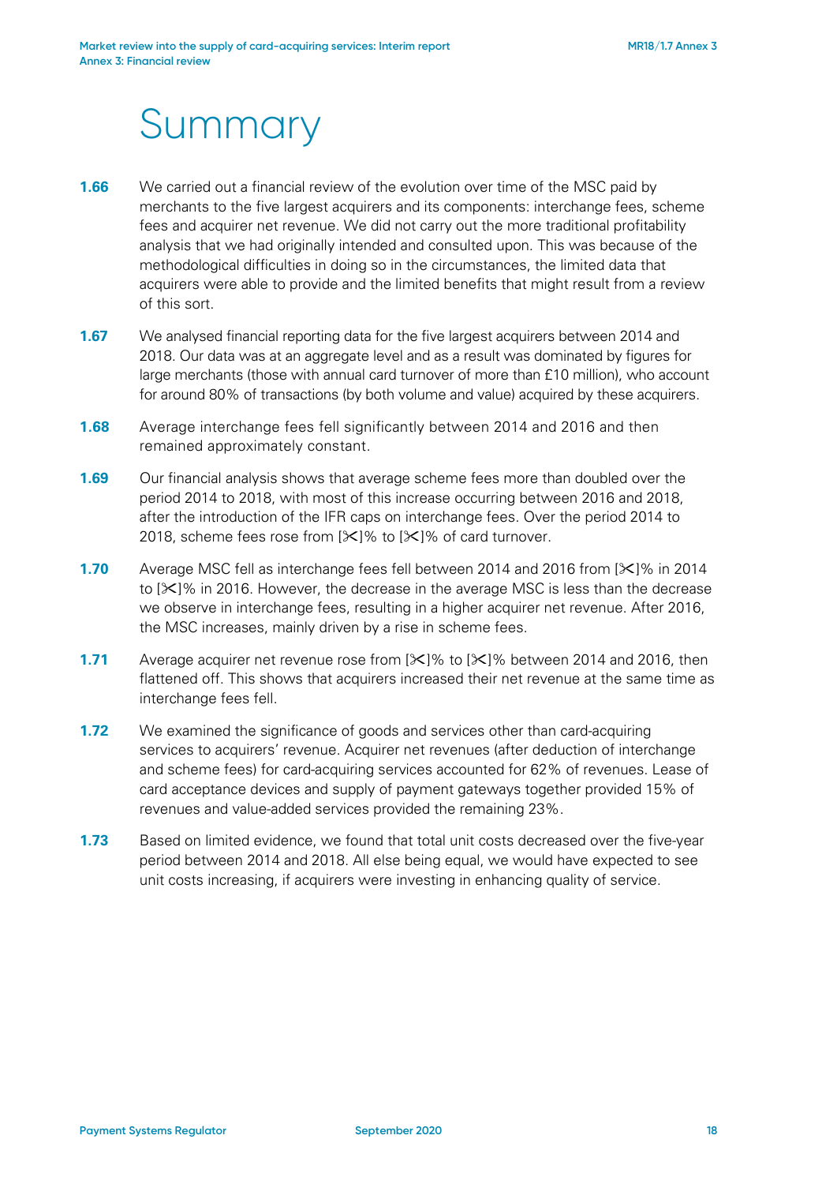# Summary

**1.66** We carried out a financial review of the evolution over time of the MSC paid by merchants to the five largest acquirers and its components: interchange fees, scheme fees and acquirer net revenue. We did not carry out the more traditional profitability analysis that we had originally intended and consulted upon. This was because of the methodological difficulties in doing so in the circumstances, the limited data that acquirers were able to provide and the limited benefits that might result from a review of this sort.

**1.67** We analysed financial reporting data for the five largest acquirers between 2014 and 2018. Our data was at an aggregate level and as a result was dominated by figures for large merchants (those with annual card turnover of more than £10 million), who account for around 80% of transactions (by both volume and value) acquired by these acquirers.

**1.68** Average interchange fees fell significantly between 2014 and 2016 and then remained approximately constant.

**1.69** Our financial analysis shows that average scheme fees more than doubled over the period 2014 to 2018, with most of this increase occurring between 2016 and 2018, after the introduction of the IFR caps on interchange fees. Over the period 2014 to 2018, scheme fees rose from [✂]% to [✂]% of card turnover.

**1.70** Average MSC fell as interchange fees fell between 2014 and 2016 from [✂]% in 2014 to [✂]% in 2016. However, the decrease in the average MSC is less than the decrease we observe in interchange fees, resulting in a higher acquirer net revenue. After 2016, the MSC increases, mainly driven by a rise in scheme fees.

**1.71** Average acquirer net revenue rose from [✂]% to [✂]% between 2014 and 2016, then flattened off. This shows that acquirers increased their net revenue at the same time as interchange fees fell.

**1.72** We examined the significance of goods and services other than card-acquiring services to acquirers' revenue. Acquirer net revenues (after deduction of interchange and scheme fees) for card-acquiring services accounted for 62% of revenues. Lease of card acceptance devices and supply of payment gateways together provided 15% of revenues and value-added services provided the remaining 23%.

**1.73** Based on limited evidence, we found that total unit costs decreased over the five-year period between 2014 and 2018. All else being equal, we would have expected to see unit costs increasing, if acquirers were investing in enhancing quality of service.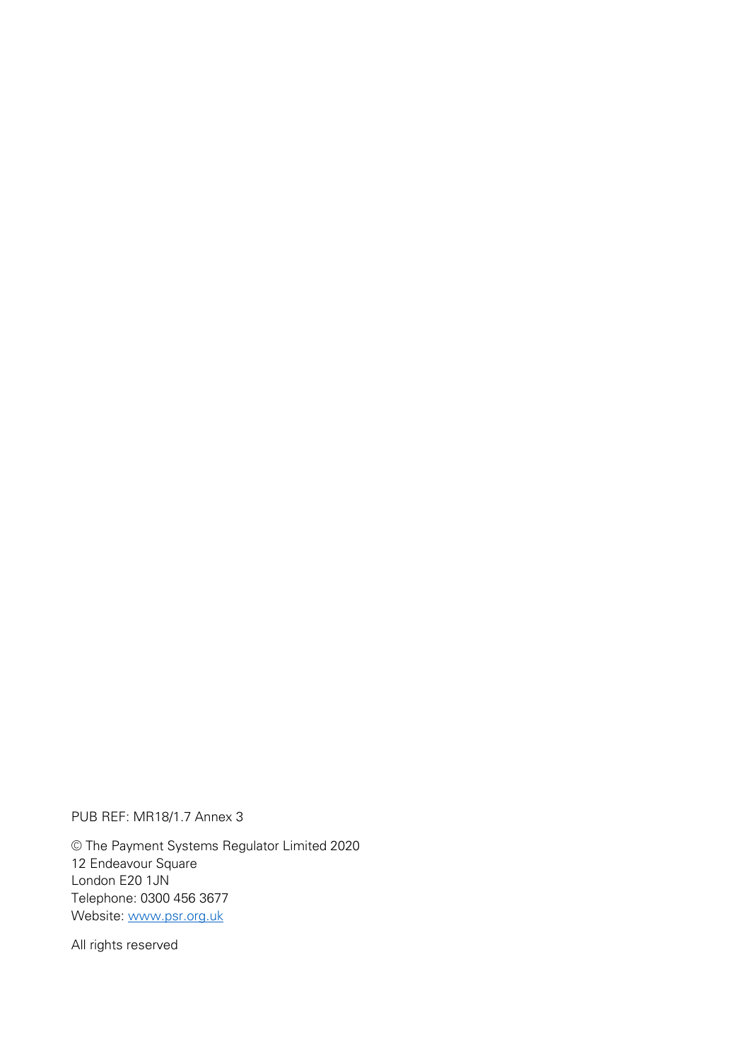PUB REF: MR18/1.7 Annex 3

© The Payment Systems Regulator Limited 2020
12 Endeavour Square
London E20 1JN
Telephone: 0300 456 3677
Website: [www.psr.org.uk](http://www.psr.org.uk)

All rights reserved